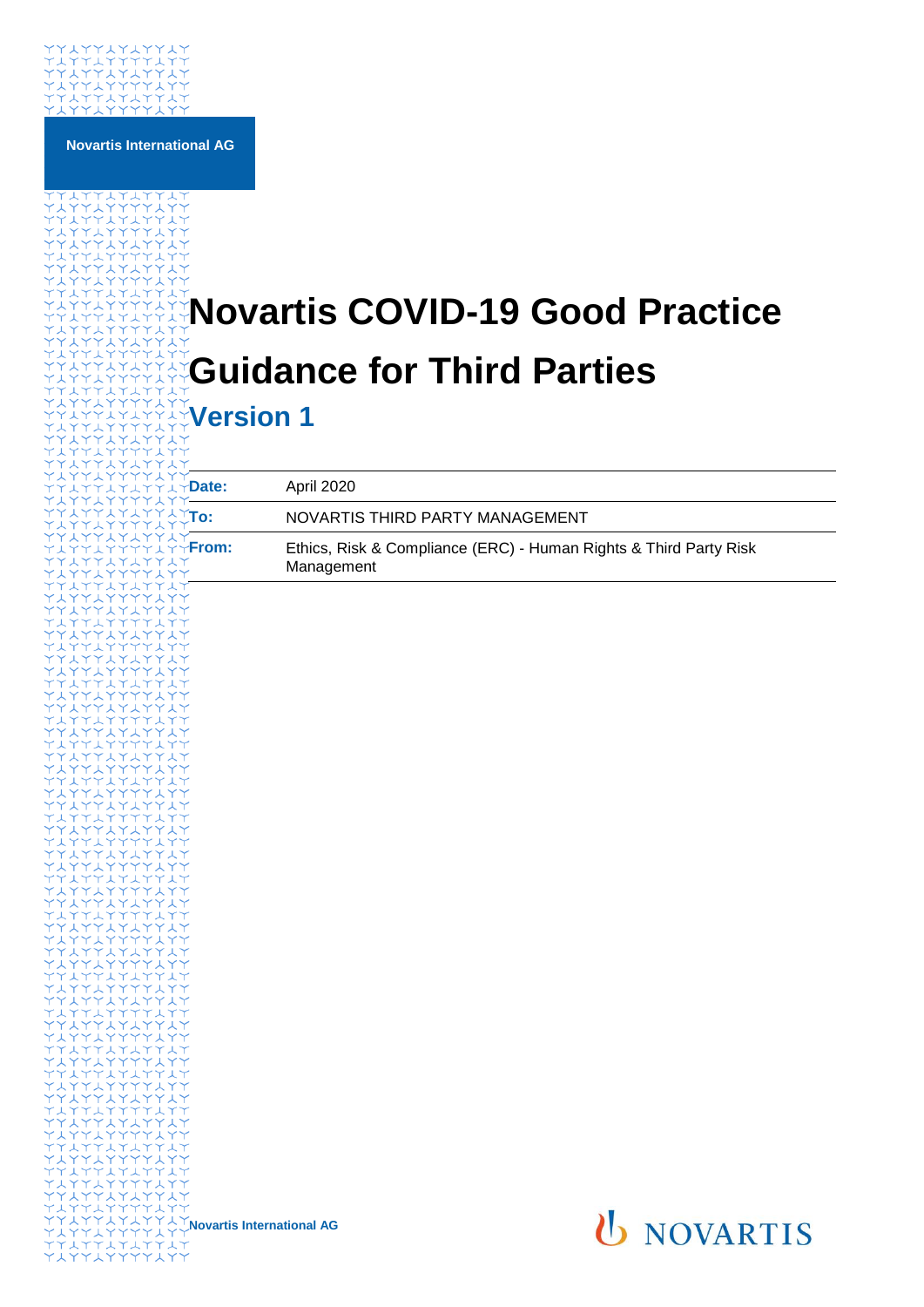Novartis International AG

# Novartis COVID-19 Good Practice Guidance for Third Parties

## Version 1

| | |
|---|---|
| **Date:** | April 2020 |
| **To:** | NOVARTIS THIRD PARTY MANAGEMENT |
| **From:** | Ethics, Risk & Compliance (ERC) - Human Rights & Third Party Risk Management |

Novartis International AG

NOVARTIS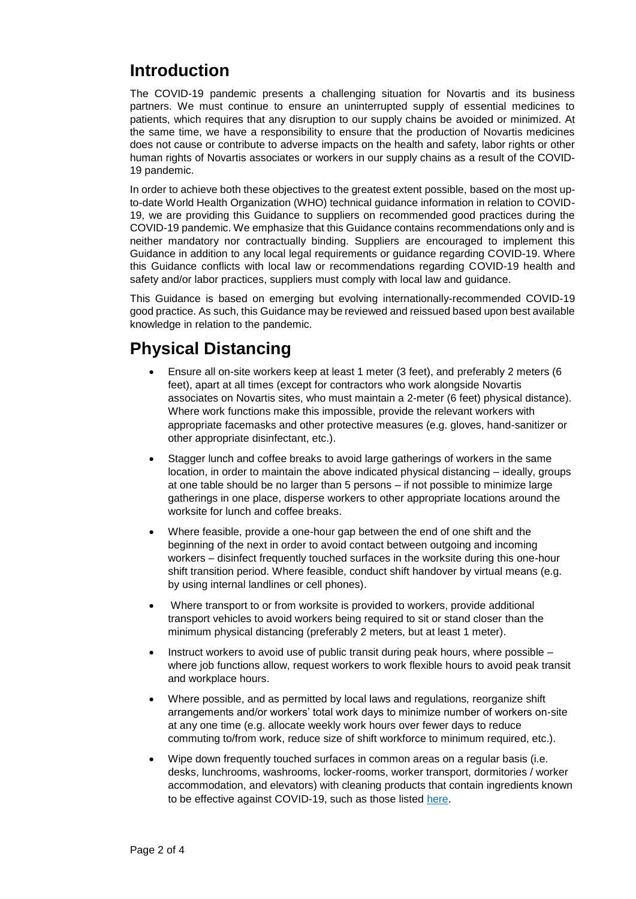# Introduction

The COVID-19 pandemic presents a challenging situation for Novartis and its business partners. We must continue to ensure an uninterrupted supply of essential medicines to patients, which requires that any disruption to our supply chains be avoided or minimized. At the same time, we have a responsibility to ensure that the production of Novartis medicines does not cause or contribute to adverse impacts on the health and safety, labor rights or other human rights of Novartis associates or workers in our supply chains as a result of the COVID-19 pandemic.

In order to achieve both these objectives to the greatest extent possible, based on the most up-to-date World Health Organization (WHO) technical guidance information in relation to COVID-19, we are providing this Guidance to suppliers on recommended good practices during the COVID-19 pandemic. We emphasize that this Guidance contains recommendations only and is neither mandatory nor contractually binding. Suppliers are encouraged to implement this Guidance in addition to any local legal requirements or guidance regarding COVID-19. Where this Guidance conflicts with local law or recommendations regarding COVID-19 health and safety and/or labor practices, suppliers must comply with local law and guidance.

This Guidance is based on emerging but evolving internationally-recommended COVID-19 good practice. As such, this Guidance may be reviewed and reissued based upon best available knowledge in relation to the pandemic.

# Physical Distancing

- Ensure all on-site workers keep at least 1 meter (3 feet), and preferably 2 meters (6 feet), apart at all times (except for contractors who work alongside Novartis associates on Novartis sites, who must maintain a 2-meter (6 feet) physical distance). Where work functions make this impossible, provide the relevant workers with appropriate facemasks and other protective measures (e.g. gloves, hand-sanitizer or other appropriate disinfectant, etc.).
- Stagger lunch and coffee breaks to avoid large gatherings of workers in the same location, in order to maintain the above indicated physical distancing – ideally, groups at one table should be no larger than 5 persons – if not possible to minimize large gatherings in one place, disperse workers to other appropriate locations around the worksite for lunch and coffee breaks.
- Where feasible, provide a one-hour gap between the end of one shift and the beginning of the next in order to avoid contact between outgoing and incoming workers – disinfect frequently touched surfaces in the worksite during this one-hour shift transition period. Where feasible, conduct shift handover by virtual means (e.g. by using internal landlines or cell phones).
- Where transport to or from worksite is provided to workers, provide additional transport vehicles to avoid workers being required to sit or stand closer than the minimum physical distancing (preferably 2 meters, but at least 1 meter).
- Instruct workers to avoid use of public transit during peak hours, where possible – where job functions allow, request workers to work flexible hours to avoid peak transit and workplace hours.
- Where possible, and as permitted by local laws and regulations, reorganize shift arrangements and/or workers' total work days to minimize number of workers on-site at any one time (e.g. allocate weekly work hours over fewer days to reduce commuting to/from work, reduce size of shift workforce to minimum required, etc.).
- Wipe down frequently touched surfaces in common areas on a regular basis (i.e. desks, lunchrooms, washrooms, locker-rooms, worker transport, dormitories / worker accommodation, and elevators) with cleaning products that contain ingredients known to be effective against COVID-19, such as those listed here.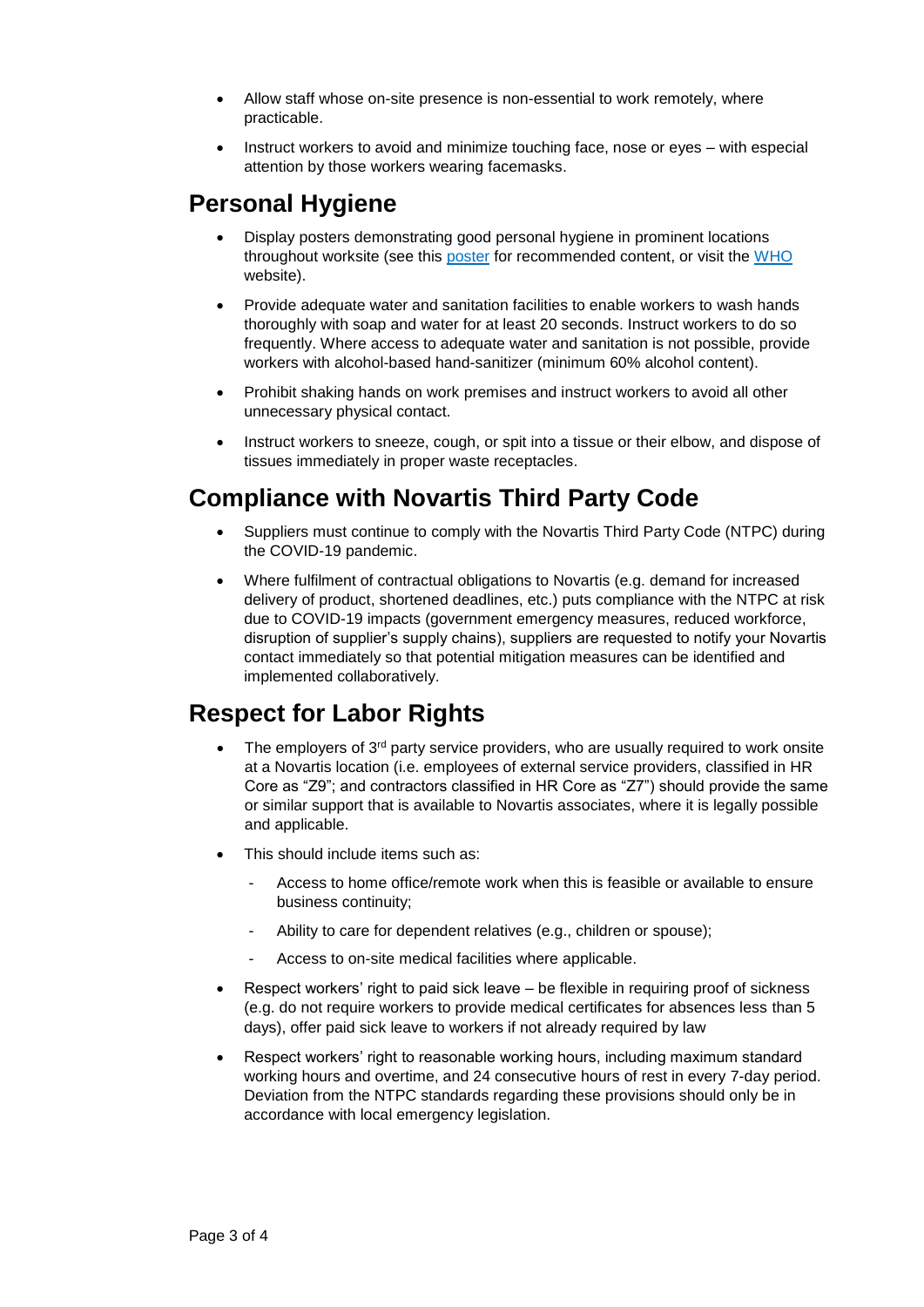- Allow staff whose on-site presence is non-essential to work remotely, where practicable.
- Instruct workers to avoid and minimize touching face, nose or eyes – with especial attention by those workers wearing facemasks.

## Personal Hygiene

- Display posters demonstrating good personal hygiene in prominent locations throughout worksite (see this poster for recommended content, or visit the WHO website).
- Provide adequate water and sanitation facilities to enable workers to wash hands thoroughly with soap and water for at least 20 seconds. Instruct workers to do so frequently. Where access to adequate water and sanitation is not possible, provide workers with alcohol-based hand-sanitizer (minimum 60% alcohol content).
- Prohibit shaking hands on work premises and instruct workers to avoid all other unnecessary physical contact.
- Instruct workers to sneeze, cough, or spit into a tissue or their elbow, and dispose of tissues immediately in proper waste receptacles.

## Compliance with Novartis Third Party Code

- Suppliers must continue to comply with the Novartis Third Party Code (NTPC) during the COVID-19 pandemic.
- Where fulfilment of contractual obligations to Novartis (e.g. demand for increased delivery of product, shortened deadlines, etc.) puts compliance with the NTPC at risk due to COVID-19 impacts (government emergency measures, reduced workforce, disruption of supplier's supply chains), suppliers are requested to notify your Novartis contact immediately so that potential mitigation measures can be identified and implemented collaboratively.

## Respect for Labor Rights

- The employers of 3rd party service providers, who are usually required to work onsite at a Novartis location (i.e. employees of external service providers, classified in HR Core as "Z9"; and contractors classified in HR Core as "Z7") should provide the same or similar support that is available to Novartis associates, where it is legally possible and applicable.
- This should include items such as:
    - Access to home office/remote work when this is feasible or available to ensure business continuity;
    - Ability to care for dependent relatives (e.g., children or spouse);
    - Access to on-site medical facilities where applicable.
- Respect workers' right to paid sick leave – be flexible in requiring proof of sickness (e.g. do not require workers to provide medical certificates for absences less than 5 days), offer paid sick leave to workers if not already required by law
- Respect workers' right to reasonable working hours, including maximum standard working hours and overtime, and 24 consecutive hours of rest in every 7-day period. Deviation from the NTPC standards regarding these provisions should only be in accordance with local emergency legislation.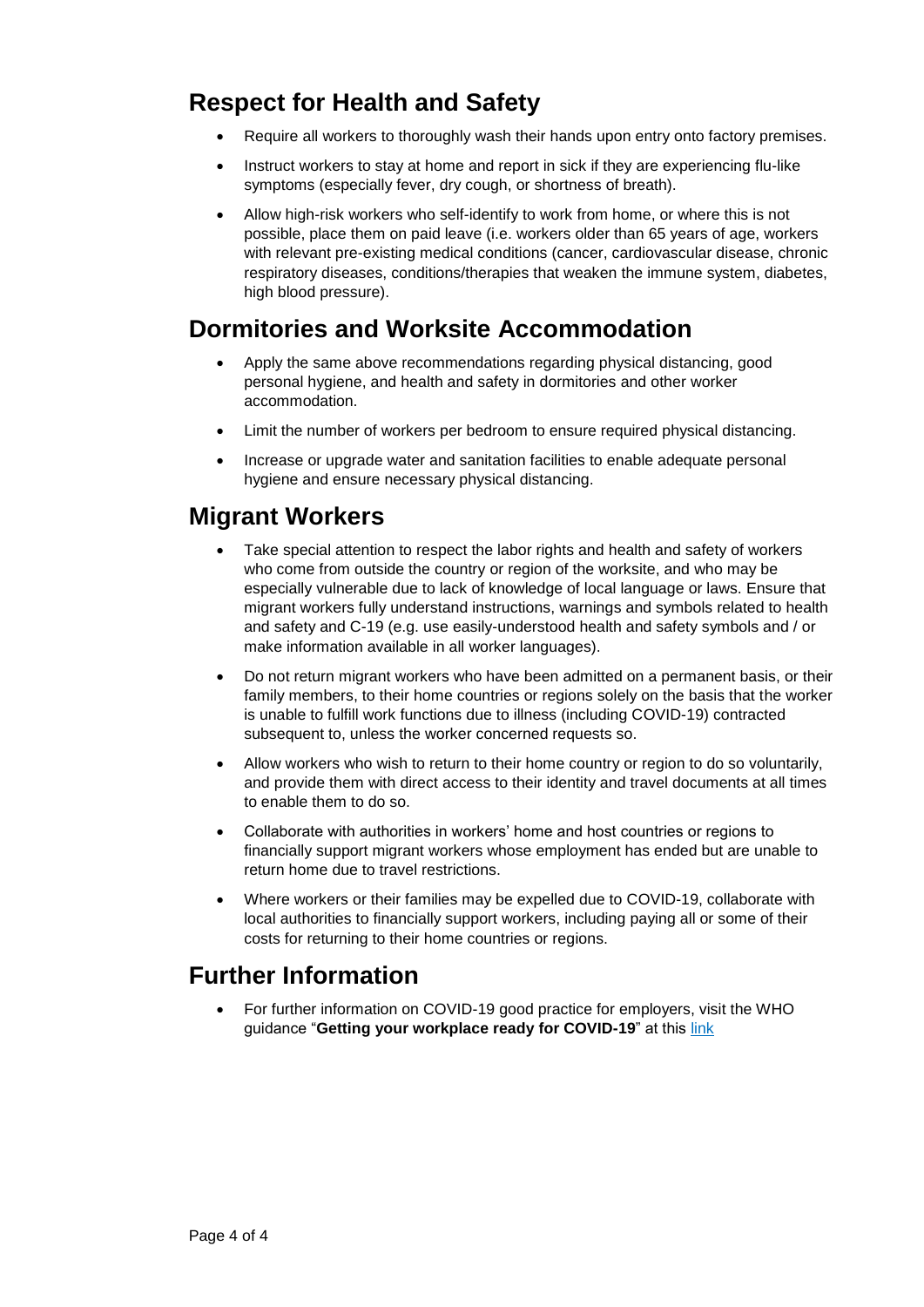## Respect for Health and Safety

- Require all workers to thoroughly wash their hands upon entry onto factory premises.
- Instruct workers to stay at home and report in sick if they are experiencing flu-like symptoms (especially fever, dry cough, or shortness of breath).
- Allow high-risk workers who self-identify to work from home, or where this is not possible, place them on paid leave (i.e. workers older than 65 years of age, workers with relevant pre-existing medical conditions (cancer, cardiovascular disease, chronic respiratory diseases, conditions/therapies that weaken the immune system, diabetes, high blood pressure).

## Dormitories and Worksite Accommodation

- Apply the same above recommendations regarding physical distancing, good personal hygiene, and health and safety in dormitories and other worker accommodation.
- Limit the number of workers per bedroom to ensure required physical distancing.
- Increase or upgrade water and sanitation facilities to enable adequate personal hygiene and ensure necessary physical distancing.

## Migrant Workers

- Take special attention to respect the labor rights and health and safety of workers who come from outside the country or region of the worksite, and who may be especially vulnerable due to lack of knowledge of local language or laws. Ensure that migrant workers fully understand instructions, warnings and symbols related to health and safety and C-19 (e.g. use easily-understood health and safety symbols and / or make information available in all worker languages).
- Do not return migrant workers who have been admitted on a permanent basis, or their family members, to their home countries or regions solely on the basis that the worker is unable to fulfill work functions due to illness (including COVID-19) contracted subsequent to, unless the worker concerned requests so.
- Allow workers who wish to return to their home country or region to do so voluntarily, and provide them with direct access to their identity and travel documents at all times to enable them to do so.
- Collaborate with authorities in workers' home and host countries or regions to financially support migrant workers whose employment has ended but are unable to return home due to travel restrictions.
- Where workers or their families may be expelled due to COVID-19, collaborate with local authorities to financially support workers, including paying all or some of their costs for returning to their home countries or regions.

## Further Information

- For further information on COVID-19 good practice for employers, visit the WHO guidance "**Getting your workplace ready for COVID-19**" at this link